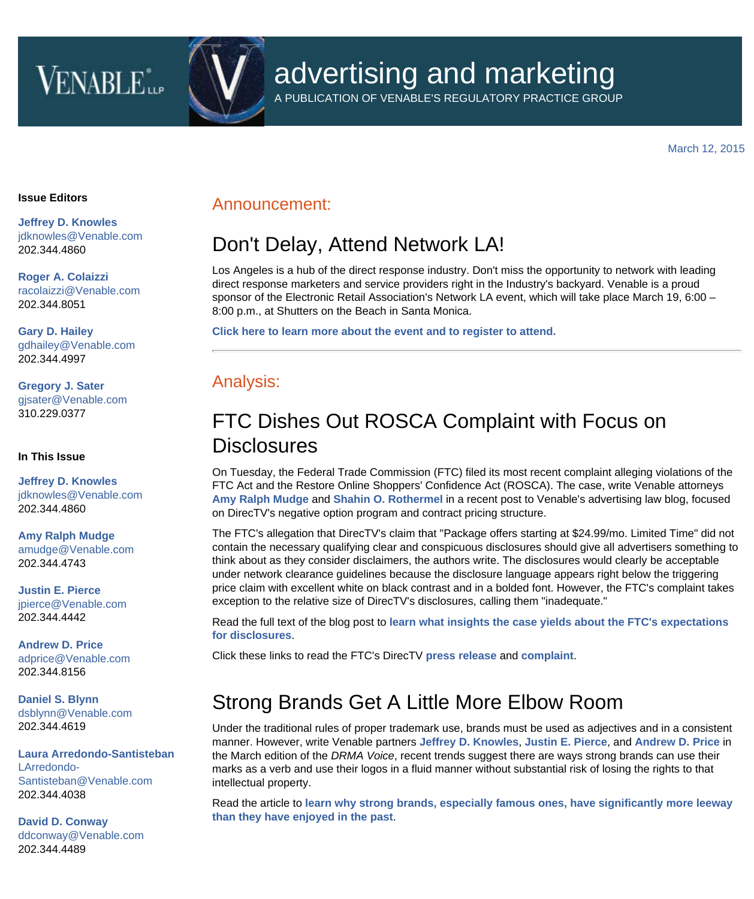# advertising and marketing

A PUBLICATION OF VENABLE'S REGULATORY PRACTICE GROUP

March 12, 2015

**Issue Editors**

**Jeffrey D. Knowles**
jdknowles@Venable.com
202.344.4860

**Roger A. Colaizzi**
racolaizzi@Venable.com
202.344.8051

**Gary D. Hailey**
gdhailey@Venable.com
202.344.4997

**Gregory J. Sater**
gjsater@Venable.com
310.229.0377

**In This Issue**

**Jeffrey D. Knowles**
jdknowles@Venable.com
202.344.4860

**Amy Ralph Mudge**
amudge@Venable.com
202.344.4743

**Justin E. Pierce**
jpierce@Venable.com
202.344.4442

**Andrew D. Price**
adprice@Venable.com
202.344.8156

**Daniel S. Blynn**
dsblynn@Venable.com
202.344.4619

**Laura Arredondo-Santisteban**
LArredondo-Santisteban@Venable.com
202.344.4038

**David D. Conway**
ddconway@Venable.com
202.344.4489

## Announcement:

## Don't Delay, Attend Network LA!

Los Angeles is a hub of the direct response industry. Don't miss the opportunity to network with leading direct response marketers and service providers right in the Industry's backyard. Venable is a proud sponsor of the Electronic Retail Association's Network LA event, which will take place March 19, 6:00 – 8:00 p.m., at Shutters on the Beach in Santa Monica.

**Click here to learn more about the event and to register to attend.**

---

## Analysis:

## FTC Dishes Out ROSCA Complaint with Focus on Disclosures

On Tuesday, the Federal Trade Commission (FTC) filed its most recent complaint alleging violations of the FTC Act and the Restore Online Shoppers' Confidence Act (ROSCA). The case, write Venable attorneys **Amy Ralph Mudge** and **Shahin O. Rothermel** in a recent post to Venable's advertising law blog, focused on DirecTV's negative option program and contract pricing structure.

The FTC's allegation that DirecTV's claim that "Package offers starting at $24.99/mo. Limited Time" did not contain the necessary qualifying clear and conspicuous disclosures should give all advertisers something to think about as they consider disclaimers, the authors write. The disclosures would clearly be acceptable under network clearance guidelines because the disclosure language appears right below the triggering price claim with excellent white on black contrast and in a bolded font. However, the FTC's complaint takes exception to the relative size of DirecTV's disclosures, calling them "inadequate."

Read the full text of the blog post to **learn what insights the case yields about the FTC's expectations for disclosures**.

Click these links to read the FTC's DirecTV **press release** and **complaint**.

## Strong Brands Get A Little More Elbow Room

Under the traditional rules of proper trademark use, brands must be used as adjectives and in a consistent manner. However, write Venable partners **Jeffrey D. Knowles**, **Justin E. Pierce**, and **Andrew D. Price** in the March edition of the *DRMA Voice*, recent trends suggest there are ways strong brands can use their marks as a verb and use their logos in a fluid manner without substantial risk of losing the rights to that intellectual property.

Read the article to **learn why strong brands, especially famous ones, have significantly more leeway than they have enjoyed in the past**.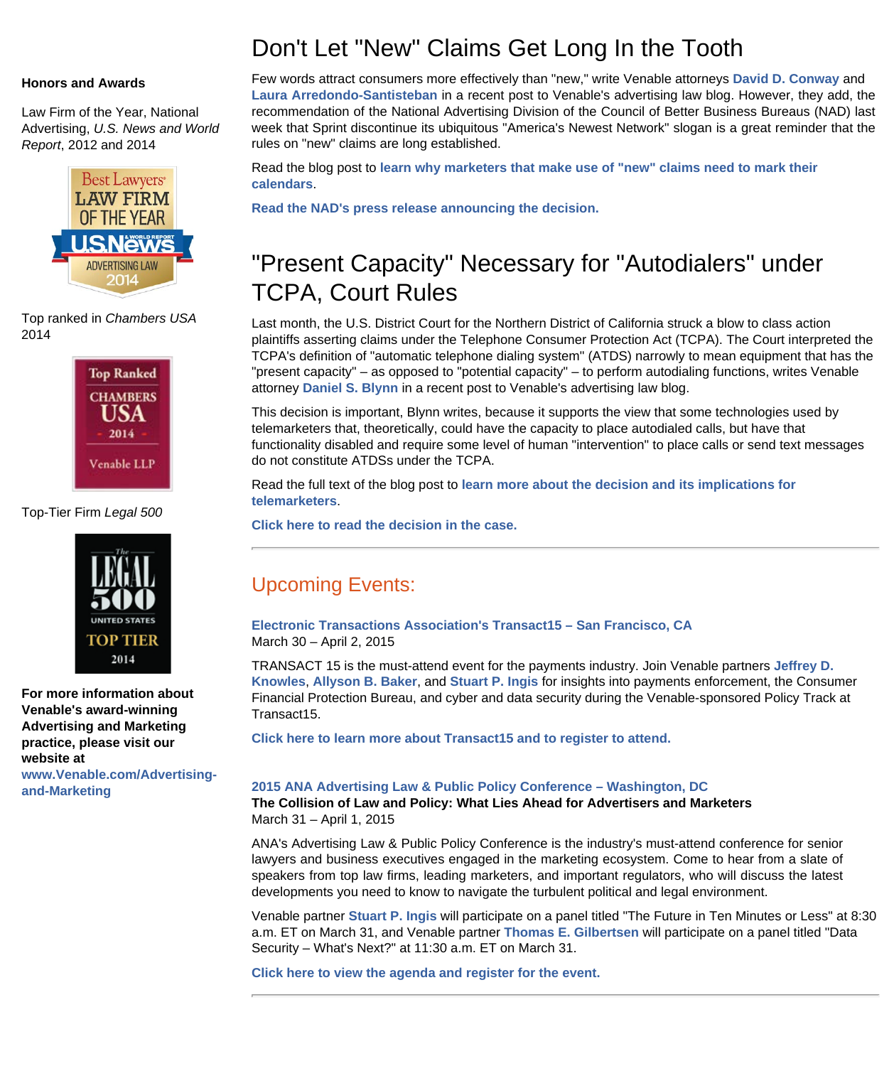# Don't Let "New" Claims Get Long In the Tooth

Few words attract consumers more effectively than "new," write Venable attorneys **David D. Conway** and **Laura Arredondo-Santisteban** in a recent post to Venable's advertising law blog. However, they add, the recommendation of the National Advertising Division of the Council of Better Business Bureaus (NAD) last week that Sprint discontinue its ubiquitous "America's Newest Network" slogan is a great reminder that the rules on "new" claims are long established.

Read the blog post to **learn why marketers that make use of "new" claims need to mark their calendars**.

**Read the NAD's press release announcing the decision.**

# "Present Capacity" Necessary for "Autodialers" under TCPA, Court Rules

Last month, the U.S. District Court for the Northern District of California struck a blow to class action plaintiffs asserting claims under the Telephone Consumer Protection Act (TCPA). The Court interpreted the TCPA's definition of "automatic telephone dialing system" (ATDS) narrowly to mean equipment that has the "present capacity" – as opposed to "potential capacity" – to perform autodialing functions, writes Venable attorney **Daniel S. Blynn** in a recent post to Venable's advertising law blog.

This decision is important, Blynn writes, because it supports the view that some technologies used by telemarketers that, theoretically, could have the capacity to place autodialed calls, but have that functionality disabled and require some level of human "intervention" to place calls or send text messages do not constitute ATDSs under the TCPA.

Read the full text of the blog post to **learn more about the decision and its implications for telemarketers**.

**Click here to read the decision in the case.**

---

## Upcoming Events:

**Electronic Transactions Association's Transact15 – San Francisco, CA**
March 30 – April 2, 2015

TRANSACT 15 is the must-attend event for the payments industry. Join Venable partners **Jeffrey D. Knowles**, **Allyson B. Baker**, and **Stuart P. Ingis** for insights into payments enforcement, the Consumer Financial Protection Bureau, and cyber and data security during the Venable-sponsored Policy Track at Transact15.

**Click here to learn more about Transact15 and to register to attend.**

**2015 ANA Advertising Law & Public Policy Conference – Washington, DC**
**The Collision of Law and Policy: What Lies Ahead for Advertisers and Marketers**
March 31 – April 1, 2015

ANA's Advertising Law & Public Policy Conference is the industry's must-attend conference for senior lawyers and business executives engaged in the marketing ecosystem. Come to hear from a slate of speakers from top law firms, leading marketers, and important regulators, who will discuss the latest developments you need to know to navigate the turbulent political and legal environment.

Venable partner **Stuart P. Ingis** will participate on a panel titled "The Future in Ten Minutes or Less" at 8:30 a.m. ET on March 31, and Venable partner **Thomas E. Gilbertsen** will participate on a panel titled "Data Security – What's Next?" at 11:30 a.m. ET on March 31.

**Click here to view the agenda and register for the event.**

---

**Honors and Awards**

Law Firm of the Year, National Advertising, *U.S. News and World Report*, 2012 and 2014

Top ranked in *Chambers USA* 2014

Top-Tier Firm *Legal 500*

**For more information about Venable's award-winning Advertising and Marketing practice, please visit our website at www.Venable.com/Advertising-and-Marketing**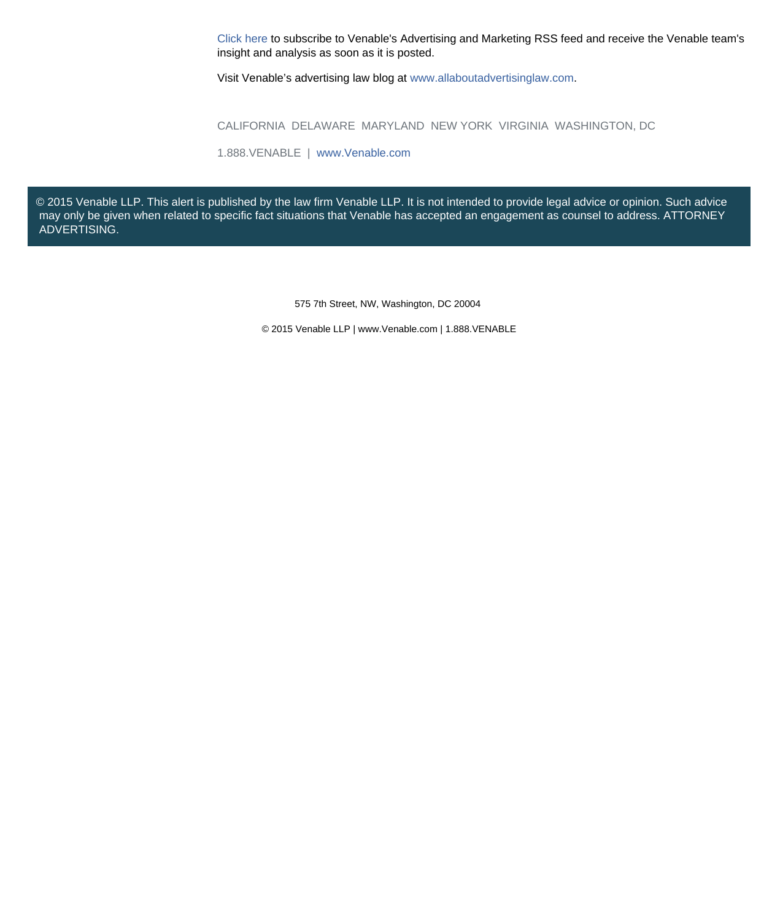Click here to subscribe to Venable's Advertising and Marketing RSS feed and receive the Venable team's insight and analysis as soon as it is posted.

Visit Venable's advertising law blog at www.allaboutadvertisinglaw.com.

CALIFORNIA DELAWARE MARYLAND NEW YORK VIRGINIA WASHINGTON, DC

1.888.VENABLE | www.Venable.com

© 2015 Venable LLP. This alert is published by the law firm Venable LLP. It is not intended to provide legal advice or opinion. Such advice may only be given when related to specific fact situations that Venable has accepted an engagement as counsel to address. ATTORNEY ADVERTISING.

575 7th Street, NW, Washington, DC 20004

© 2015 Venable LLP | www.Venable.com | 1.888.VENABLE